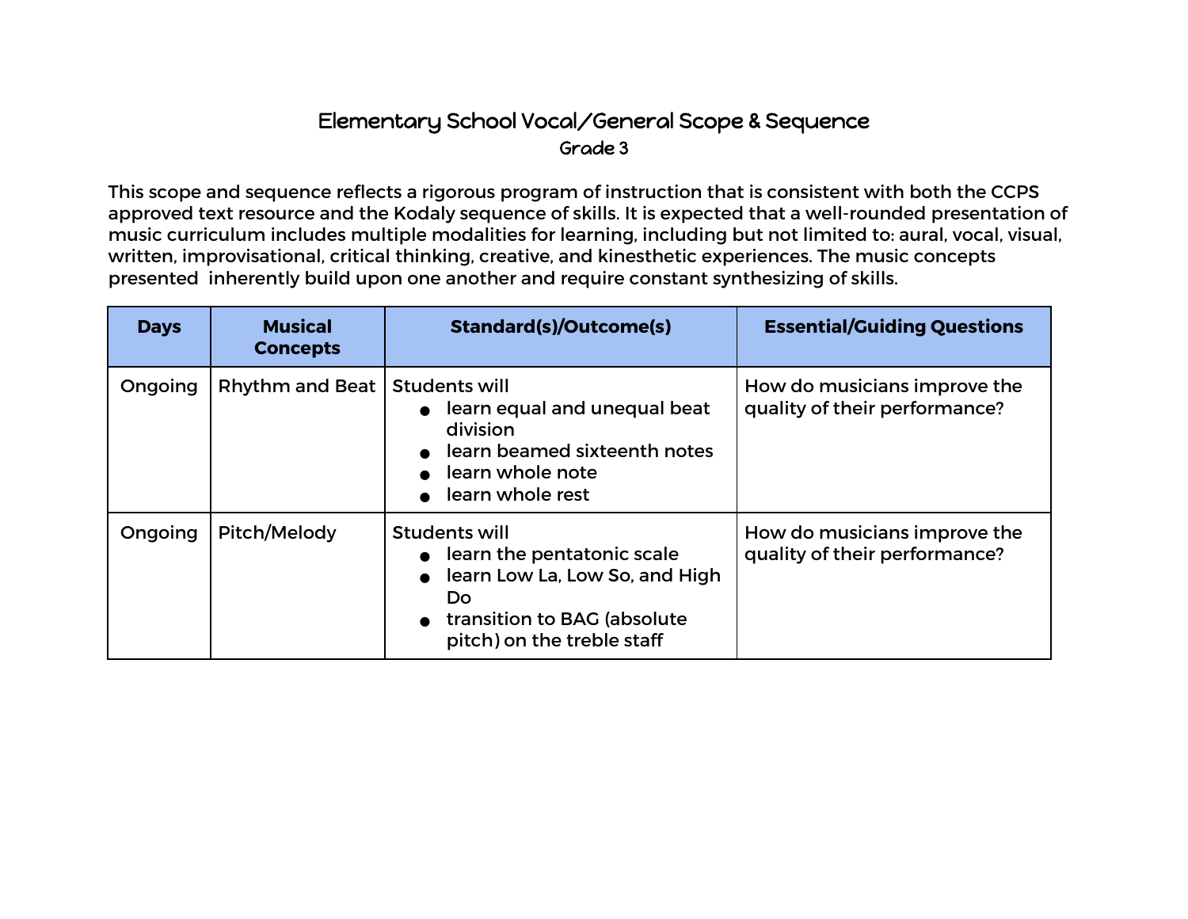# Elementary School Vocal/General Scope & Sequence

## Grade 3

This scope and sequence reflects a rigorous program of instruction that is consistent with both the CCPS approved text resource and the Kodaly sequence of skills. It is expected that a well-rounded presentation of music curriculum includes multiple modalities for learning, including but not limited to: aural, vocal, visual, written, improvisational, critical thinking, creative, and kinesthetic experiences. The music concepts presented inherently build upon one another and require constant synthesizing of skills.

| Days | Musical Concepts | Standard(s)/Outcome(s) | Essential/Guiding Questions |
|---|---|---|---|
| Ongoing | Rhythm and Beat | Students will<br>● learn equal and unequal beat division<br>● learn beamed sixteenth notes<br>● learn whole note<br>● learn whole rest | How do musicians improve the quality of their performance? |
| Ongoing | Pitch/Melody | Students will<br>● learn the pentatonic scale<br>● learn Low La, Low So, and High Do<br>● transition to BAG (absolute pitch) on the treble staff | How do musicians improve the quality of their performance? |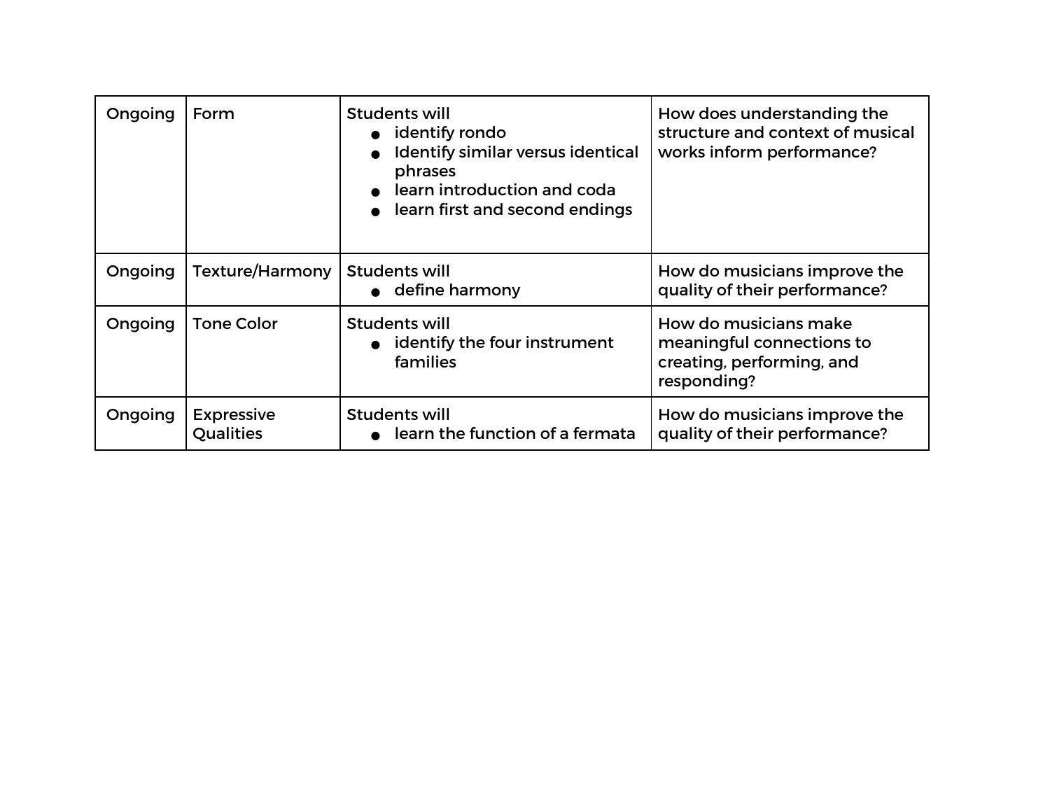| | | | |
|---|---|---|---|
| Ongoing | Form | Students will<br>• identify rondo<br>• Identify similar versus identical phrases<br>• learn introduction and coda<br>• learn first and second endings | How does understanding the structure and context of musical works inform performance? |
| Ongoing | Texture/Harmony | Students will<br>• define harmony | How do musicians improve the quality of their performance? |
| Ongoing | Tone Color | Students will<br>• identify the four instrument families | How do musicians make meaningful connections to creating, performing, and responding? |
| Ongoing | Expressive Qualities | Students will<br>• learn the function of a fermata | How do musicians improve the quality of their performance? |